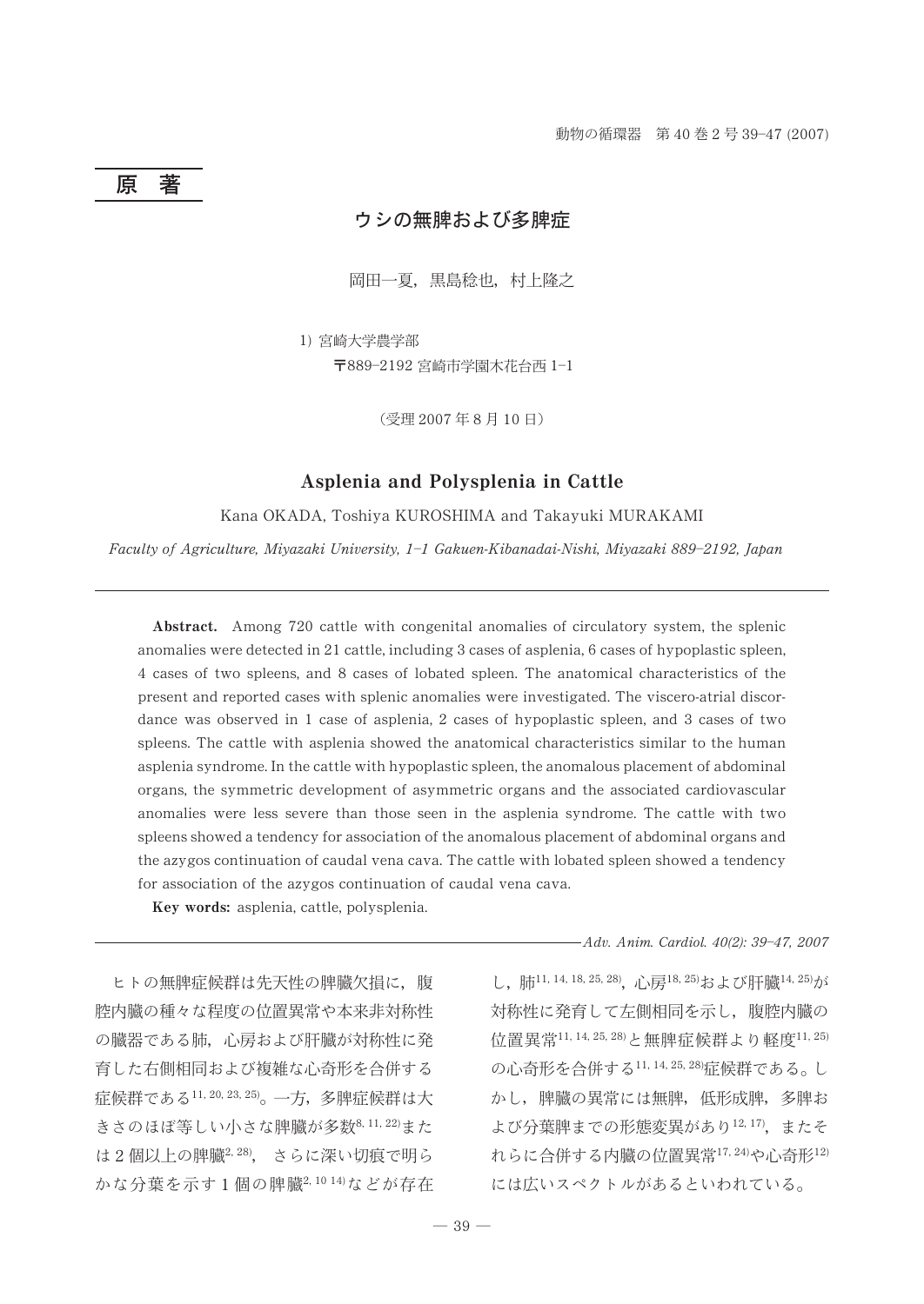## 原　著

# ウシの無脾および多脾症

岡田一夏，黒島稔也，村上隆之

1) 宮崎大学農学部
〒889–2192 宮崎市学園木花台西 1–1

（受理 2007 年 8 月 10 日）

# Asplenia and Polysplenia in Cattle

Kana OKADA, Toshiya KUROSHIMA and Takayuki MURAKAMI

*Faculty of Agriculture, Miyazaki University, 1–1 Gakuen-Kibanadai-Nishi, Miyazaki 889–2192, Japan*

**Abstract.** Among 720 cattle with congenital anomalies of circulatory system, the splenic anomalies were detected in 21 cattle, including 3 cases of asplenia, 6 cases of hypoplastic spleen, 4 cases of two spleens, and 8 cases of lobated spleen. The anatomical characteristics of the present and reported cases with splenic anomalies were investigated. The viscero-atrial discordance was observed in 1 case of asplenia, 2 cases of hypoplastic spleen, and 3 cases of two spleens. The cattle with asplenia showed the anatomical characteristics similar to the human asplenia syndrome. In the cattle with hypoplastic spleen, the anomalous placement of abdominal organs, the symmetric development of asymmetric organs and the associated cardiovascular anomalies were less severe than those seen in the asplenia syndrome. The cattle with two spleens showed a tendency for association of the anomalous placement of abdominal organs and the azygos continuation of caudal vena cava. The cattle with lobated spleen showed a tendency for association of the azygos continuation of caudal vena cava.

**Key words:** asplenia, cattle, polysplenia.

ヒトの無脾症候群は先天性の脾臓欠損に，腹腔内臓の種々な程度の位置異常や本来非対称性の臓器である肺，心房および肝臓が対称性に発育した右側相同および複雑な心奇形を合併する症候群である[11, 20, 23, 25]。一方，多脾症候群は大きさのほぼ等しい小さな脾臓が多数[8, 11, 22]または2個以上の脾臓[2, 28]，さらに深い切痕で明らかな分葉を示す1個の脾臓[2, 10 14]などが存在し，肺[11, 14, 18, 25, 28]，心房[18, 25]および肝臓[14, 25]が対称性に発育して左側相同を示し，腹腔内臓の位置異常[11, 14, 25, 28]と無脾症候群より軽度[11, 25]の心奇形を合併する[11, 14, 25, 28]症候群である。しかし，脾臓の異常には無脾，低形成脾，多脾および分葉脾までの形態変異があり[12, 17]，またそれらに合併する内臓の位置異常[17, 24]や心奇形[12]には広いスペクトルがあるといわれている。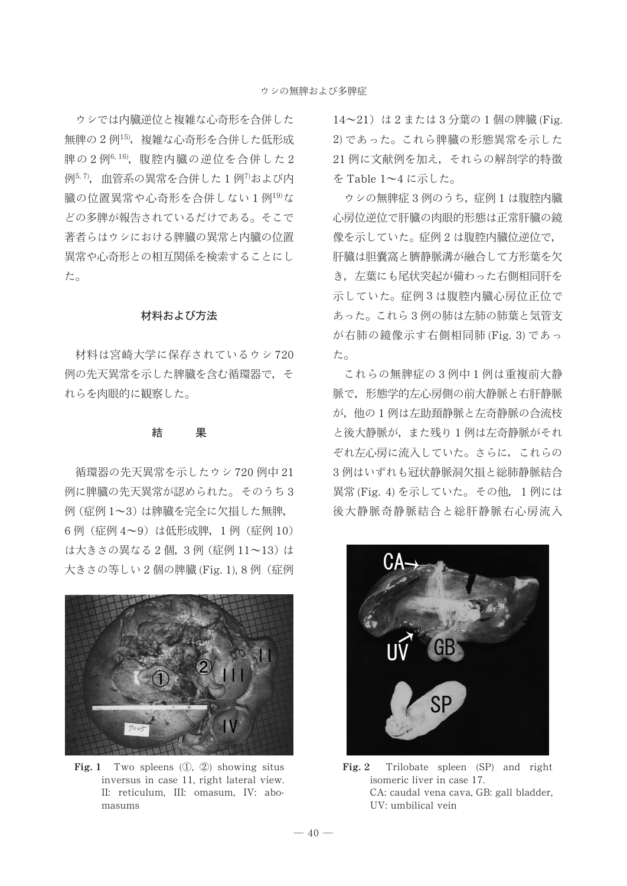ウシでは内臓逆位と複雑な心奇形を合併した無脾の2例[15]，複雑な心奇形を合併した低形成脾の2例[6, 16]，腹腔内臓の逆位を合併した2例[5, 7]，血管系の異常を合併した1例[7]および内臓の位置異常や心奇形を合併しない1例[19]などの多脾が報告されているだけである。そこで著者らはウシにおける脾臓の異常と内臓の位置異常や心奇形との相互関係を検索することにした。

## 材料および方法

材料は宮崎大学に保存されているウシ720例の先天異常を示した脾臓を含む循環器で，それらを肉眼的に観察した。

## 結　　果

循環器の先天異常を示したウシ720例中21例に脾臓の先天異常が認められた。そのうち3例（症例1〜3）は脾臓を完全に欠損した無脾，6例（症例4〜9）は低形成脾，1例（症例10）は大きさの異なる2個，3例（症例11〜13）は大きさの等しい2個の脾臓 (Fig. 1), 8例（症例14〜21）は2または3分葉の1個の脾臓 (Fig. 2) であった。これら脾臓の形態異常を示した21例に文献例を加え，それらの解剖学的特徴を Table 1〜4 に示した。

Fig. 1　Two spleens (①, ②) showing situs inversus in case 11, right lateral view. II: reticulum, III: omasum, IV: abomasums

ウシの無脾症3例のうち，症例1は腹腔内臓心房位逆位で肝臓の肉眼的形態は正常肝臓の鏡像を示していた。症例2は腹腔内臓位逆位で，肝臓は胆嚢窩と臍静脈溝が融合して方形葉を欠き，左葉にも尾状突起が備わった右側相同肝を示していた。症例3は腹腔内臓心房位正位であった。これら3例の肺は左肺の肺葉と気管支が右肺の鏡像示す右側相同肺 (Fig. 3) であった。

これらの無脾症の3例中1例は重複前大静脈で，形態学的左心房側の前大静脈と右肝静脈が，他の1例は左肋頚静脈と左奇静脈の合流枝と後大静脈が，また残り1例は左奇静脈がそれぞれ左心房に流入していた。さらに，これらの3例はいずれも冠状静脈洞欠損と総肺静脈結合異常 (Fig. 4) を示していた。その他，1例には後大静脈奇静脈結合と総肝静脈右心房流入

Fig. 2　Trilobate spleen (SP) and right isomeric liver in case 17.
CA: caudal vena cava, GB: gall bladder, UV: umbilical vein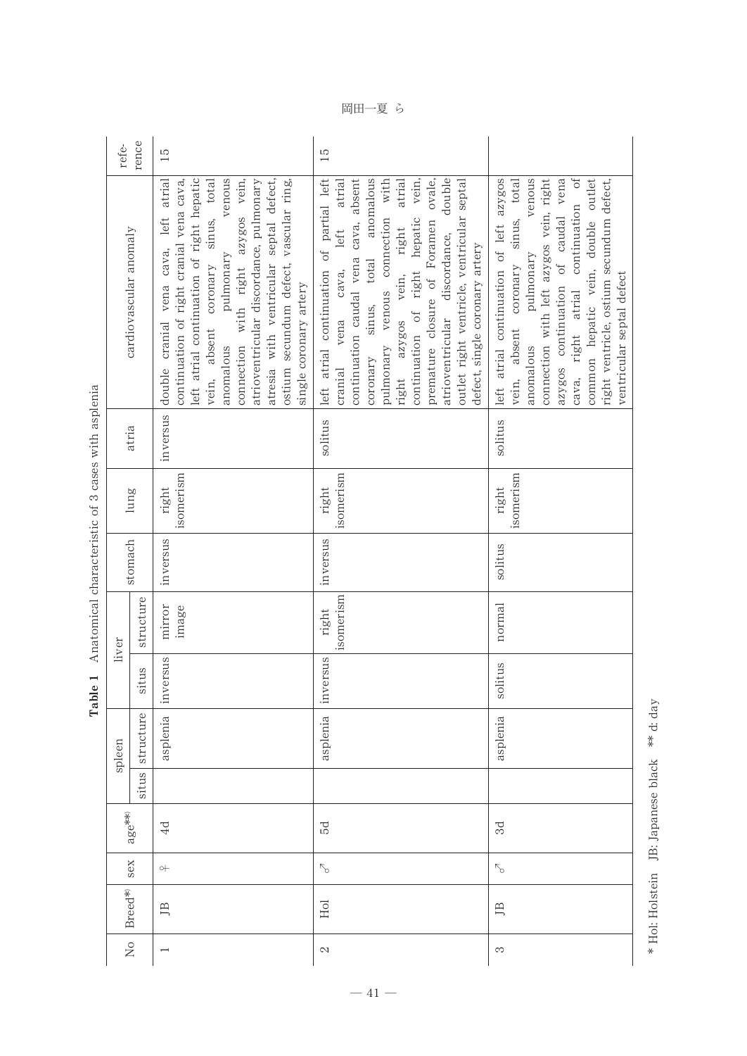**Table 1** Anatomical characteristic of 3 cases with asplenia

| No | Breed* | sex | age** | spleen | | liver | | stomach | lung | atria | cardiovascular anomaly | reference |
|---|---|---|---|---|---|---|---|---|---|---|---|---|
| | | | | situs | structure | situs | structure | | | | | |
| 1 | JB | ♀ | 4d | | asplenia | inversus | mirror image | inversus | right isomerism | inversus | double cranial vena cava, left atrial continuation of right cranial vena cava, left atrial continuation of right hepatic vein, absent coronary sinus, total anomalous pulmonary venous connection with right azygos vein, atrioventricular discordance, pulmonary atresia with ventricular septal defect, ostium secundum defect, vascular ring, single coronary artery | 15 |
| 2 | Hol | ♂ | 5d | | asplenia | inversus | right isomerism | inversus | right isomerism | solitus | left atrial continuation of partial left cranial vena cava, left atrial continuation caudal vena cava, absent coronary sinus, total anomalous pulmonary venous connection with right azygos vein, right atrial continuation of right hepatic vein, premature closure of Foramen ovale, atrioventricular discordance, double outlet right ventricle, ventricular septal defect, single coronary artery | 15 |
| 3 | JB | ♂ | 3d | | asplenia | solitus | normal | solitus | right isomerism | solitus | left atrial continuation of left azygos vein, absent coronary sinus, total anomalous pulmonary venous connection with left azygos vein, right azygos continuation of caudal vena cava, right atrial continuation of common hepatic vein, double outlet right ventricle, ostium secundum defect, ventricular septal defect | |

\* Hol: Holstein JB: Japanese black \*\* d: day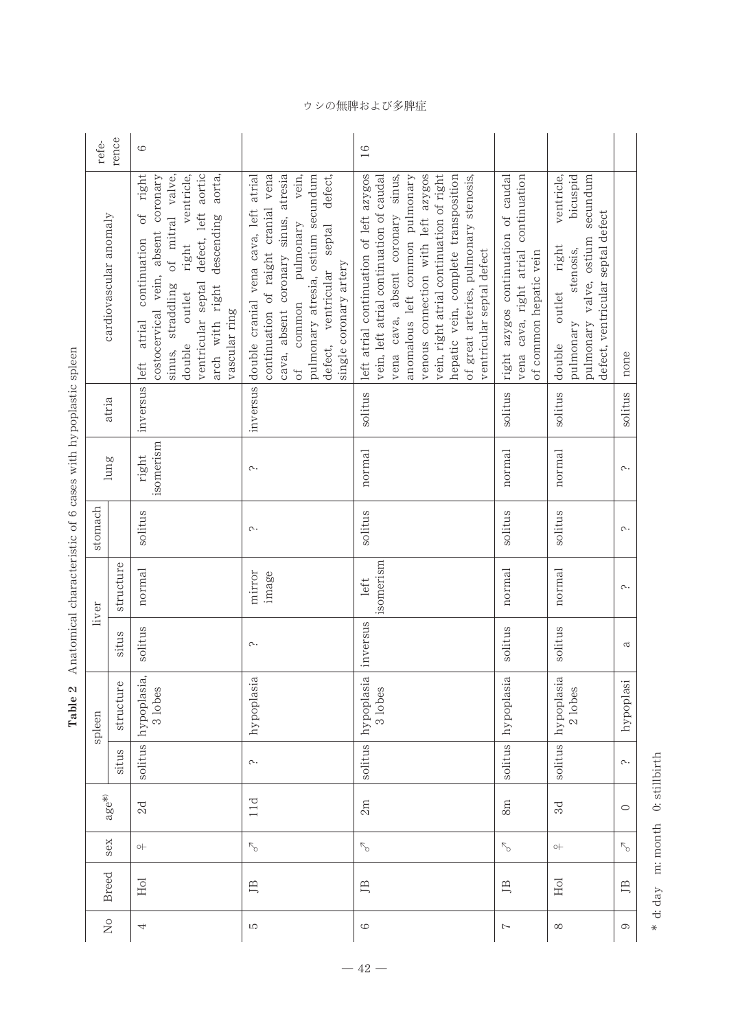**Table 2** Anatomical characteristic of 6 cases with hypoplastic spleen

| No | Breed | sex | age*) | spleen | | liver | | stomach | lung | atria | cardiovascular anomaly | reference |
|---|---|---|---|---|---|---|---|---|---|---|---|---|
| | | | | situs | structure | situs | structure | | | | | |
| 4 | Hol | ♀ | 2d | solitus | hypoplasia, 3 lobes | solitus | normal | solitus | right isomerism | inversus | left atrial continuation of right costocervical vein, absent coronary sinus, straddling of mitral valve, double outlet right ventricle, ventricular septal defect, left aortic arch with right descending aorta, vascular ring | 6 |
| 5 | JB | ♂ | 11d | ? | hypoplasia | ? | mirror image | ? | ? | inversus | double cranial vena cava, left atrial continuation of raight cranial vena cava, absent coronary sinus, atresia of common pulmonary vein, pulmonary atresia, ostium secundum defect, ventricular septal defect, single coronary artery | |
| 6 | JB | ♂ | 2m | solitus | hypoplasia 3 lobes | inversus | left isomerism | solitus | normal | solitus | left atrial continuation of left azygos vein, left atrial continuation of caudal vena cava, absent coronary sinus, anomalous left common pulmonary venous connection with left azygos vein, right atrial continuation of right hepatic vein, complete transposition of great arteries, pulmonary stenosis, ventricular septal defect | 16 |
| 7 | JB | ♂ | 8m | solitus | hypoplasia | solitus | normal | solitus | normal | solitus | right azygos continuation of caudal vena cava, right atrial continuation of common hepatic vein | |
| 8 | Hol | ♀ | 3d | solitus | hypoplasia 2 lobes | solitus | normal | solitus | normal | solitus | double outlet right ventricle, pulmonary stenosis, bicuspid pulmonary valve, ostium secundum defect, ventricular septal defect | |
| 9 | JB | ♂ | 0 | ? | hypoplasi | a | ? | ? | ? | solitus | none | |

\* d: day m: month 0: stillbirth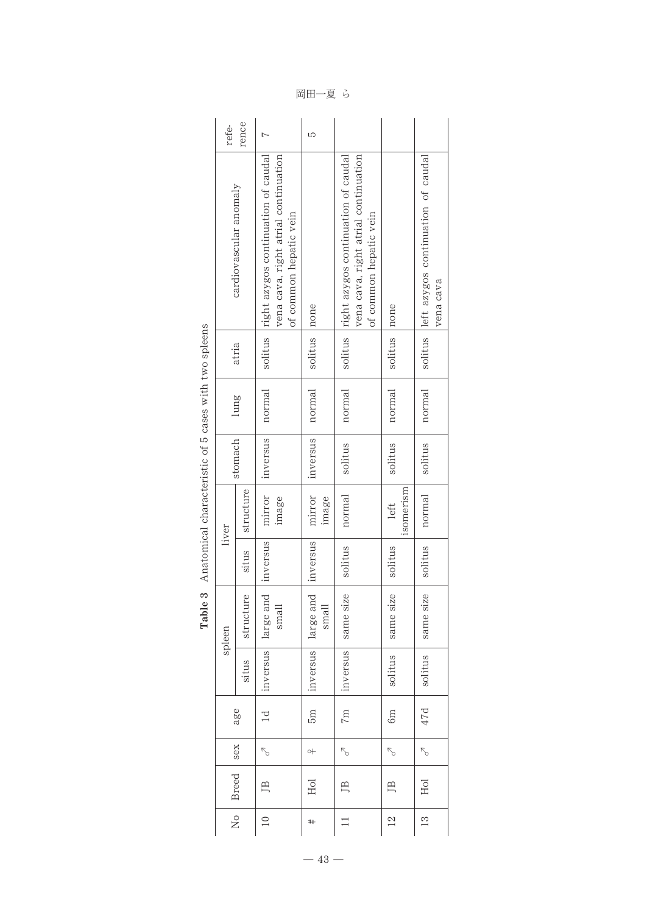**Table 3** Anatomical characteristic of 5 cases with two spleens

| No | Breed | sex | age | spleen | | liver | | stomach | lung | atria | cardiovascular anomaly | reference |
|---|---|---|---|---|---|---|---|---|---|---|---|---|
| | | | | situs | structure | situs | structure | | | | | |
| 10 | JB | ♂ | 1d | inversus | large and small | inversus | mirror image | inversus | normal | solitus | right azygos continuation of caudal vena cava, right atrial continuation of common hepatic vein | 7 |
| # | Hol | ♀ | 5m | inversus | large and small | inversus | mirror image | inversus | normal | solitus | none | 5 |
| 11 | JB | ♂ | 7m | inversus | same size | solitus | normal | solitus | normal | solitus | right azygos continuation of caudal vena cava, right atrial continuation of common hepatic vein | |
| 12 | JB | ♂ | 6m | solitus | same size | solitus | left isomerism | solitus | normal | solitus | none | |
| 13 | Hol | ♂ | 47d | solitus | same size | solitus | normal | solitus | normal | solitus | left azygos continuation of caudal vena cava | |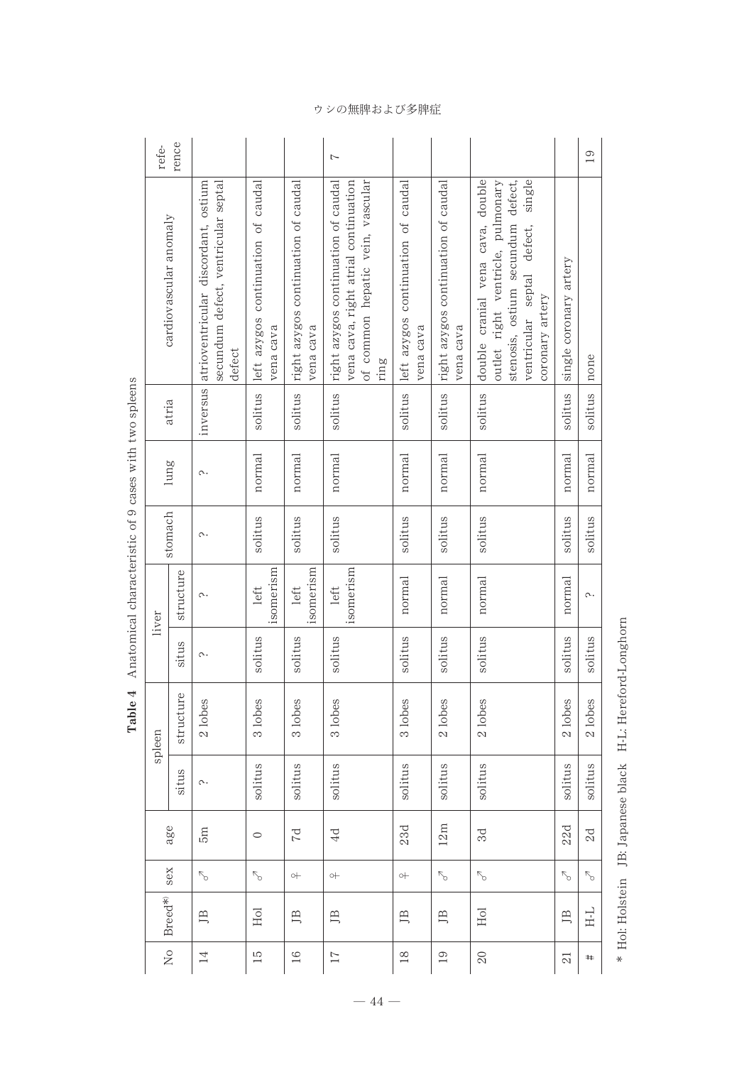**Table 4** Anatomical characteristic of 9 cases with two spleens

| No | Breed* | sex | age | spleen | | liver | | stomach | lung | atria | cardiovascular anomaly | reference |
|---|---|---|---|---|---|---|---|---|---|---|---|---|
| | | | | situs | structure | situs | structure | | | | | |
| 14 | JB | ♂ | 5m | ? | 2 lobes | ? | ? | ? | ? | inversus | atrioventricular discordant, ostium secundum defect, ventricular septal defect | |
| 15 | Hol | ♂ | 0 | solitus | 3 lobes | solitus | left isomerism | solitus | normal | solitus | left azygos continuation of caudal vena cava | |
| 16 | JB | ♀ | 7d | solitus | 3 lobes | solitus | left isomerism | solitus | normal | solitus | right azygos continuation of caudal vena cava | |
| 17 | JB | ♀ | 4d | solitus | 3 lobes | solitus | left isomerism | solitus | normal | solitus | right azygos continuation of caudal vena cava, right atrial continuation of common hepatic vein, vascular ring | 7 |
| 18 | JB | ♀ | 23d | solitus | 3 lobes | solitus | normal | solitus | normal | solitus | left azygos continuation of caudal vena cava | |
| 19 | JB | ♂ | 12m | solitus | 2 lobes | solitus | normal | solitus | normal | solitus | right azygos continuation of caudal vena cava | |
| 20 | Hol | ♂ | 3d | solitus | 2 lobes | solitus | normal | solitus | normal | solitus | double cranial vena cava, double outlet right ventricle, pulmonary stenosis, ostium secundum defect, ventricular septal defect, single coronary artery | |
| 21 | JB | ♂ | 22d | solitus | 2 lobes | solitus | normal | solitus | normal | solitus | single coronary artery | |
| # | H-L | ♂ | 2d | solitus | 2 lobes | solitus | ? | solitus | normal | solitus | none | 19 |

\* Hol: Holstein JB: Japanese black H-L: Hereford-Longhorn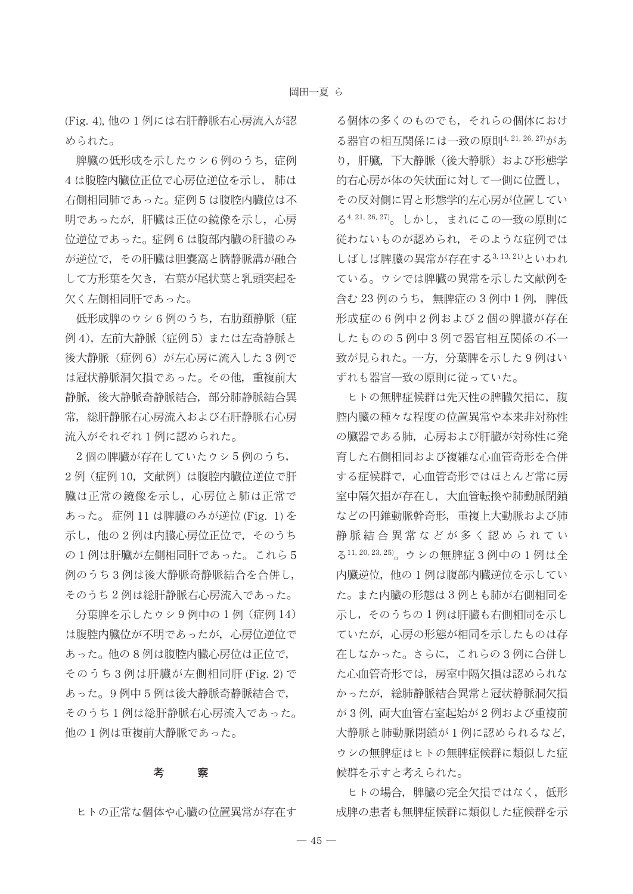(Fig. 4), 他の 1 例には右肝静脈右心房流入が認められた。

脾臓の低形成を示したウシ 6 例のうち，症例 4 は腹腔内臓位正位で心房位逆位を示し，肺は右側相同肺であった。症例 5 は腹腔内臓位は不明であったが，肝臓は正位の鏡像を示し，心房位逆位であった。症例 6 は腹部内臓の肝臓のみが逆位で，その肝臓は胆嚢窩と臍静脈溝が融合して方形葉を欠き，右葉が尾状葉と乳頭突起を欠く左側相同肝であった。

低形成脾のウシ 6 例のうち，右肋頚静脈（症例 4），左前大静脈（症例 5）または左奇静脈と後大静脈（症例 6）が左心房に流入した 3 例では冠状静脈洞欠損であった。その他，重複前大静脈，後大静脈奇静脈結合，部分肺静脈結合異常，総肝静脈右心房流入および右肝静脈右心房流入がそれぞれ 1 例に認められた。

2 個の脾臓が存在していたウシ 5 例のうち，2 例（症例 10，文献例）は腹腔内臓位逆位で肝臓は正常の鏡像を示し，心房位と肺は正常であった。 症例 11 は脾臓のみが逆位 (Fig. 1) を示し，他の 2 例は内臓心房位正位で，そのうちの 1 例は肝臓が左側相同肝であった。これら 5 例のうち 3 例は後大静脈奇静脈結合を合併し，そのうち 2 例は総肝静脈右心房流入であった。

分葉脾を示したウシ 9 例中の 1 例（症例 14）は腹腔内臓位が不明であったが，心房位逆位であった。他の 8 例は腹腔内臓心房位は正位で，そのうち 3 例は肝臓が左側相同肝 (Fig. 2) であった。9 例中 5 例は後大静脈奇静脈結合で，そのうち 1 例は総肝静脈右心房流入であった。他の 1 例は重複前大静脈であった。

## 考　　察

ヒトの正常な個体や心臓の位置異常が存在する個体の多くのものでも，それらの個体における器官の相互関係には一致の原則[4, 21, 26, 27]があり，肝臓，下大静脈（後大静脈）および形態学的右心房が体の矢状面に対して一側に位置し，その反対側に胃と形態学的左心房が位置している[4, 21, 26, 27]。しかし，まれにこの一致の原則に従わないものが認められ，そのような症例ではしばしば脾臓の異常が存在する[3, 13, 21]といわれている。ウシでは脾臓の異常を示した文献例を含む 23 例のうち，無脾症の 3 例中 1 例，脾低形成症の 6 例中 2 例および 2 個の脾臓が存在したものの 5 例中 3 例で器官相互関係の不一致が見られた。一方，分葉脾を示した 9 例はいずれも器官一致の原則に従っていた。

ヒトの無脾症候群は先天性の脾臓欠損に，腹腔内臓の種々な程度の位置異常や本来非対称性の臓器である肺，心房および肝臓が対称性に発育した右側相同および複雑な心血管奇形を合併する症候群で，心血管奇形ではほとんど常に房室中隔欠損が存在し，大血管転換や肺動脈閉鎖などの円錐動脈幹奇形，重複上大動脈および肺静脈結合異常などが多く認められている[11, 20, 23, 25]。ウシの無脾症 3 例中の 1 例は全内臓逆位，他の 1 例は腹部内臓逆位を示していた。また内臓の形態は 3 例とも肺が右側相同を示し，そのうちの 1 例は肝臓も右側相同を示していたが，心房の形態が相同を示したものは存在しなかった。さらに，これらの 3 例に合併した心血管奇形では，房室中隔欠損は認められなかったが，総肺静脈結合異常と冠状静脈洞欠損が 3 例，両大血管右室起始が 2 例および重複前大静脈と肺動脈閉鎖が 1 例に認められるなど，ウシの無脾症はヒトの無脾症候群に類似した症候群を示すと考えられた。

ヒトの場合，脾臓の完全欠損ではなく，低形成脾の患者も無脾症候群に類似した症候群を示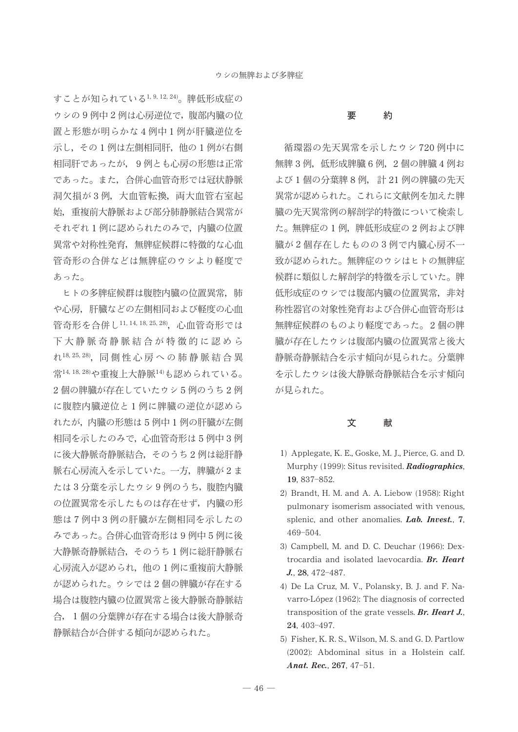することが知られている[1, 9, 12, 24]。脾低形成症のウシの9例中2例は心房逆位で，腹部内臓の位置と形態が明らかな4例中1例が肝臓逆位を示し，その1例は左側相同肝，他の1例が右側相同肝であったが，9例とも心房の形態は正常であった。また，合併心血管奇形では冠状静脈洞欠損が3例，大血管転換，両大血管右室起始，重複前大静脈および部分肺静脈結合異常がそれぞれ1例に認められたのみで，内臓の位置異常や対称性発育，無脾症候群に特徴的な心血管奇形の合併などは無脾症のウシより軽度であった。

ヒトの多脾症候群は腹腔内臓の位置異常，肺や心房，肝臓などの左側相同および軽度の心血管奇形を合併し[11, 14, 18, 25, 28]，心血管奇形では下大静脈奇静脈結合が特徴的に認められ[18, 25, 28]，同側性心房への肺静脈結合異常[14, 18, 28]や重複上大静脈[14]も認められている。2個の脾臓が存在していたウシ5例のうち2例に腹腔内臓逆位と1例に脾臓の逆位が認められたが，内臓の形態は5例中1例の肝臓が左側相同を示したのみで，心血管奇形は5例中3例に後大静脈奇静脈結合，そのうち2例は総肝静脈右心房流入を示していた。一方，脾臓が2または3分葉を示したウシ9例のうち，腹腔内臓の位置異常を示したものは存在せず，内臓の形態は7例中3例の肝臓が左側相同を示したのみであった。合併心血管奇形は9例中5例に後大静脈奇静脈結合，そのうち1例に総肝静脈右心房流入が認められ，他の1例に重複前大静脈が認められた。ウシでは2個の脾臓が存在する場合は腹腔内臓の位置異常と後大静脈奇静脈結合，1個の分葉脾が存在する場合は後大静脈奇静脈結合が合併する傾向が認められた。

## 要　　約

循環器の先天異常を示したウシ720例中に無脾3例，低形成脾臓6例，2個の脾臓4例および1個の分葉脾8例，計21例の脾臓の先天異常が認められた。これらに文献例を加えた脾臓の先天異常例の解剖学的特徴について検索した。無脾症の1例，脾低形成症の2例および脾臓が2個存在したものの3例で内臓心房不一致が認められた。無脾症のウシはヒトの無脾症候群に類似した解剖学的特徴を示していた。脾低形成症のウシでは腹部内臓の位置異常，非対称性器官の対象性発育および合併心血管奇形は無脾症候群のものより軽度であった。2個の脾臓が存在したウシは腹部内臓の位置異常と後大静脈奇静脈結合を示す傾向が見られた。分葉脾を示したウシは後大静脈奇静脈結合を示す傾向が見られた。

## 文　　献

1) Applegate, K. E., Goske, M. J., Pierce, G. and D. Murphy (1999): Situs revisited. ***Radiographics***, **19**, 837–852.
2) Brandt, H. M. and A. A. Liebow (1958): Right pulmonary isomerism associated with venous, splenic, and other anomalies. ***Lab. Invest.***, **7**, 469–504.
3) Campbell, M. and D. C. Deuchar (1966): Dextrocardia and isolated laevocardia. ***Br. Heart J.***, **28**, 472–487.
4) De La Cruz, M. V., Polansky, B. J. and F. Navarro-López (1962): The diagnosis of corrected transposition of the grate vessels. ***Br. Heart J.***, **24**, 403–497.
5) Fisher, K. R. S., Wilson, M. S. and G. D. Partlow (2002): Abdominal situs in a Holstein calf. ***Anat. Rec.***, **267**, 47–51.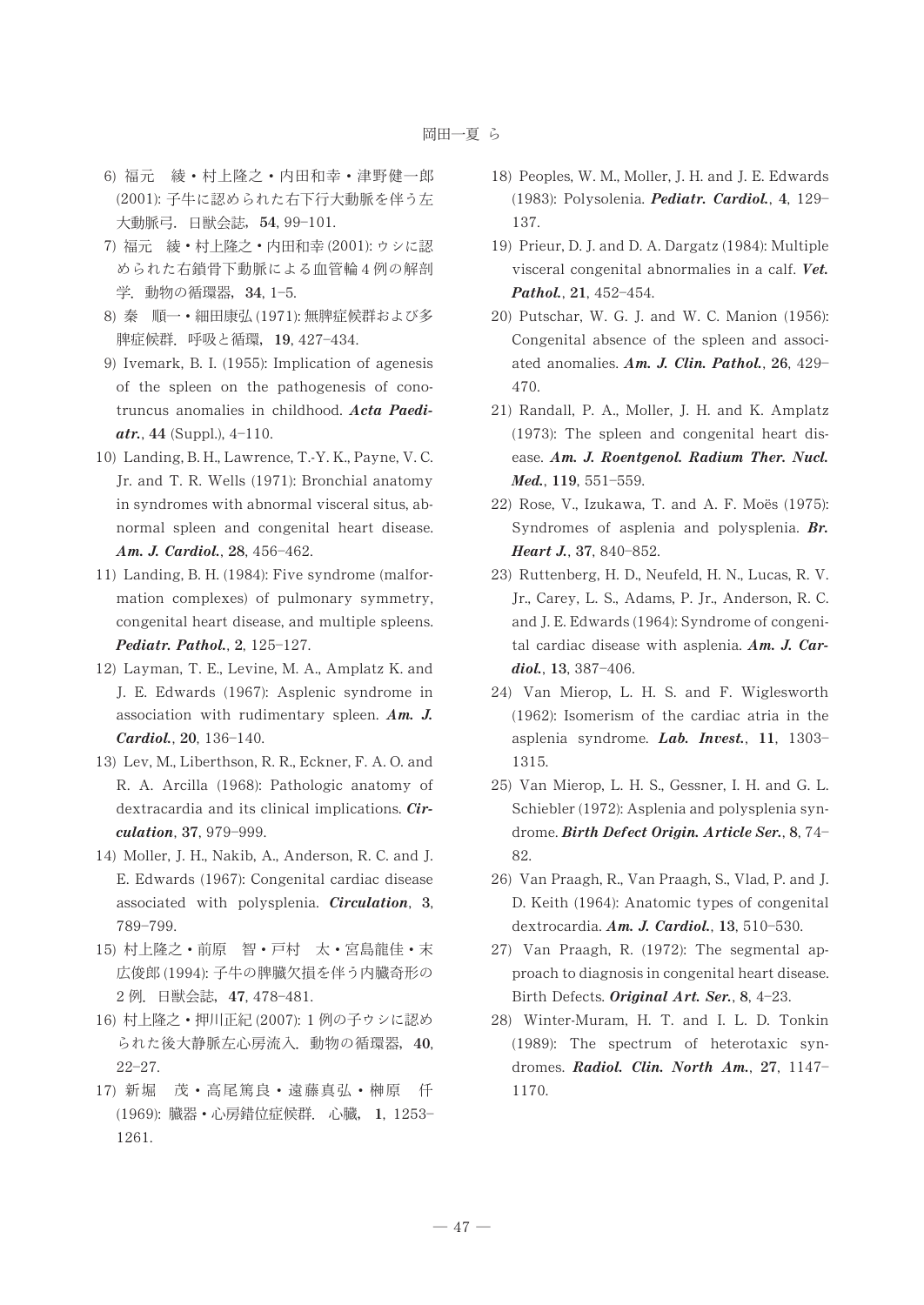6) 福元　綾・村上隆之・内田和幸・津野健一郎 (2001): 子牛に認められた右下行大動脈を伴う左大動脈弓．日獣会誌，**54**, 99–101.

7) 福元　綾・村上隆之・内田和幸 (2001): ウシに認められた右鎖骨下動脈による血管輪 4 例の解剖学．動物の循環器，**34**, 1–5.

8) 秦　順一・細田康弘 (1971): 無脾症候群および多脾症候群．呼吸と循環，**19**, 427–434.

9) Ivemark, B. I. (1955): Implication of agenesis of the spleen on the pathogenesis of conotruncus anomalies in childhood. ***Acta Paediatr.***, **44** (Suppl.), 4–110.

10) Landing, B. H., Lawrence, T.-Y. K., Payne, V. C. Jr. and T. R. Wells (1971): Bronchial anatomy in syndromes with abnormal visceral situs, abnormal spleen and congenital heart disease. ***Am. J. Cardiol.***, **28**, 456–462.

11) Landing, B. H. (1984): Five syndrome (malformation complexes) of pulmonary symmetry, congenital heart disease, and multiple spleens. ***Pediatr. Pathol.***, **2**, 125–127.

12) Layman, T. E., Levine, M. A., Amplatz K. and J. E. Edwards (1967): Asplenic syndrome in association with rudimentary spleen. ***Am. J. Cardiol.***, **20**, 136–140.

13) Lev, M., Liberthson, R. R., Eckner, F. A. O. and R. A. Arcilla (1968): Pathologic anatomy of dextracardia and its clinical implications. ***Circulation***, **37**, 979–999.

14) Moller, J. H., Nakib, A., Anderson, R. C. and J. E. Edwards (1967): Congenital cardiac disease associated with polysplenia. ***Circulation***, **3**, 789–799.

15) 村上隆之・前原　智・戸村　太・宮島龍佳・末広俊郎 (1994): 子牛の脾臓欠損を伴う内臓奇形の 2 例．日獣会誌，**47**, 478–481.

16) 村上隆之・押川正紀 (2007): 1 例の子ウシに認められた後大静脈左心房流入．動物の循環器，**40**, 22–27.

17) 新堀　茂・高尾篤良・遠藤真弘・榊原　仟 (1969): 臓器・心房錯位症候群．心臓，**1**, 1253–1261.

18) Peoples, W. M., Moller, J. H. and J. E. Edwards (1983): Polysolenia. ***Pediatr. Cardiol.***, **4**, 129–137.

19) Prieur, D. J. and D. A. Dargatz (1984): Multiple visceral congenital abnormalities in a calf. ***Vet. Pathol.***, **21**, 452–454.

20) Putschar, W. G. J. and W. C. Manion (1956): Congenital absence of the spleen and associated anomalies. ***Am. J. Clin. Pathol.***, **26**, 429–470.

21) Randall, P. A., Moller, J. H. and K. Amplatz (1973): The spleen and congenital heart disease. ***Am. J. Roentgenol. Radium Ther. Nucl. Med.***, **119**, 551–559.

22) Rose, V., Izukawa, T. and A. F. Moës (1975): Syndromes of asplenia and polysplenia. ***Br. Heart J.***, **37**, 840–852.

23) Ruttenberg, H. D., Neufeld, H. N., Lucas, R. V. Jr., Carey, L. S., Adams, P. Jr., Anderson, R. C. and J. E. Edwards (1964): Syndrome of congenital cardiac disease with asplenia. ***Am. J. Cardiol.***, **13**, 387–406.

24) Van Mierop, L. H. S. and F. Wiglesworth (1962): Isomerism of the cardiac atria in the asplenia syndrome. ***Lab. Invest.***, **11**, 1303–1315.

25) Van Mierop, L. H. S., Gessner, I. H. and G. L. Schiebler (1972): Asplenia and polysplenia syndrome. ***Birth Defect Origin. Article Ser.***, **8**, 74–82.

26) Van Praagh, R., Van Praagh, S., Vlad, P. and J. D. Keith (1964): Anatomic types of congenital dextrocardia. ***Am. J. Cardiol.***, **13**, 510–530.

27) Van Praagh, R. (1972): The segmental approach to diagnosis in congenital heart disease. Birth Defects. ***Original Art. Ser.***, **8**, 4–23.

28) Winter-Muram, H. T. and I. L. D. Tonkin (1989): The spectrum of heterotaxic syndromes. ***Radiol. Clin. North Am.***, **27**, 1147–1170.